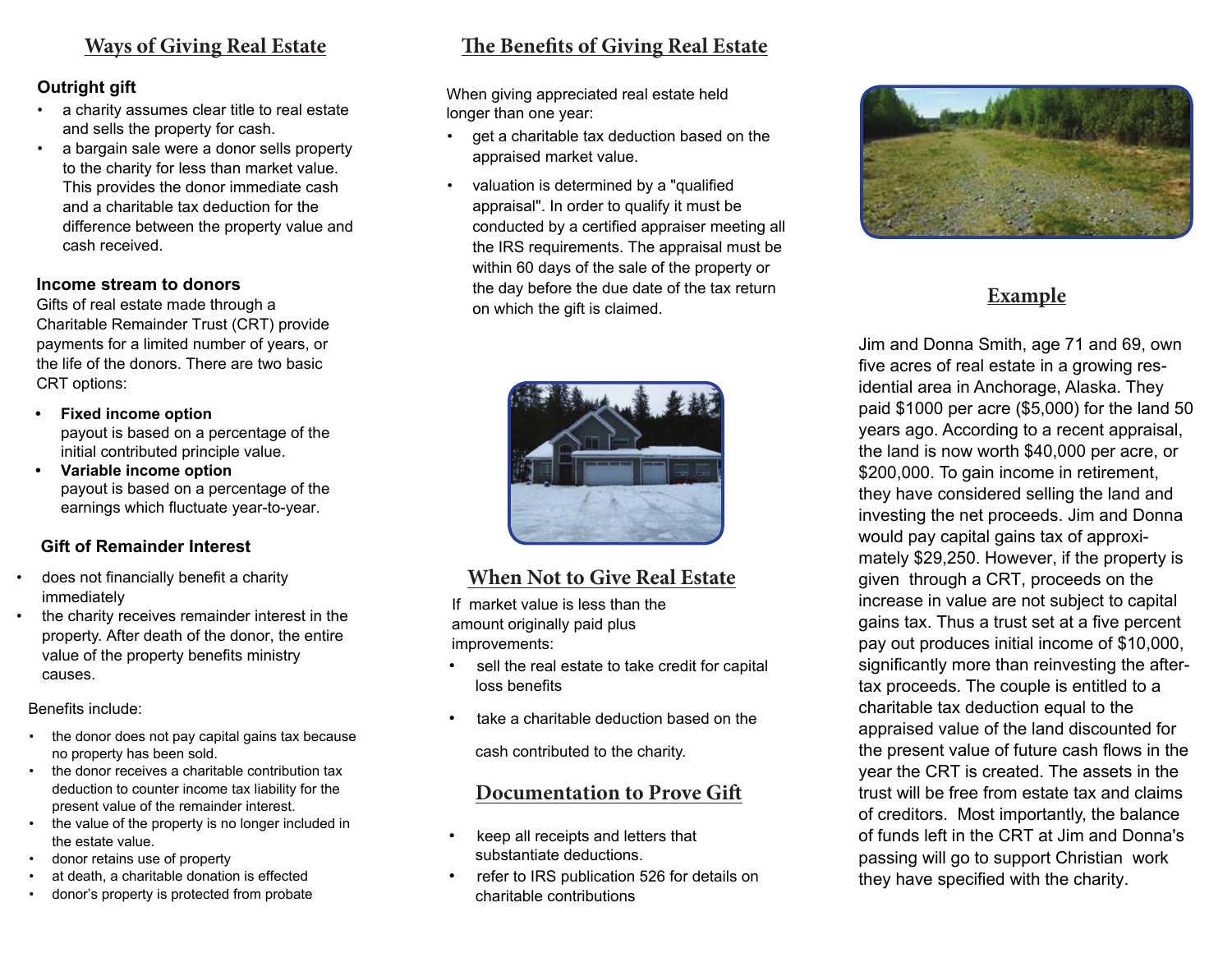## Ways of Giving Real Estate

### Outright gift

- a charity assumes clear title to real estate and sells the property for cash.
- a bargain sale were a donor sells property to the charity for less than market value. This provides the donor immediate cash and a charitable tax deduction for the difference between the property value and cash received.

### Income stream to donors

Gifts of real estate made through a Charitable Remainder Trust (CRT) provide payments for a limited number of years, or the life of the donors. There are two basic CRT options:

- **Fixed income option**
  payout is based on a percentage of the initial contributed principle value.
- **Variable income option**
  payout is based on a percentage of the earnings which fluctuate year-to-year.

### Gift of Remainder Interest

- does not financially benefit a charity immediately
- the charity receives remainder interest in the property. After death of the donor, the entire value of the property benefits ministry causes.

Benefits include:

- the donor does not pay capital gains tax because no property has been sold.
- the donor receives a charitable contribution tax deduction to counter income tax liability for the present value of the remainder interest.
- the value of the property is no longer included in the estate value.
- donor retains use of property
- at death, a charitable donation is effected
- donor's property is protected from probate

## The Benefits of Giving Real Estate

When giving appreciated real estate held longer than one year:

- get a charitable tax deduction based on the appraised market value.
- valuation is determined by a "qualified appraisal". In order to qualify it must be conducted by a certified appraiser meeting all the IRS requirements. The appraisal must be within 60 days of the sale of the property or the day before the due date of the tax return on which the gift is claimed.

## When Not to Give Real Estate

If market value is less than the amount originally paid plus improvements:

- sell the real estate to take credit for capital loss benefits
- take a charitable deduction based on the cash contributed to the charity.

## Documentation to Prove Gift

- keep all receipts and letters that substantiate deductions.
- refer to IRS publication 526 for details on charitable contributions

## Example

Jim and Donna Smith, age 71 and 69, own five acres of real estate in a growing residential area in Anchorage, Alaska. They paid $1000 per acre ($5,000) for the land 50 years ago. According to a recent appraisal, the land is now worth $40,000 per acre, or $200,000. To gain income in retirement, they have considered selling the land and investing the net proceeds. Jim and Donna would pay capital gains tax of approximately $29,250. However, if the property is given through a CRT, proceeds on the increase in value are not subject to capital gains tax. Thus a trust set at a five percent pay out produces initial income of $10,000, significantly more than reinvesting the after-tax proceeds. The couple is entitled to a charitable tax deduction equal to the appraised value of the land discounted for the present value of future cash flows in the year the CRT is created. The assets in the trust will be free from estate tax and claims of creditors. Most importantly, the balance of funds left in the CRT at Jim and Donna's passing will go to support Christian work they have specified with the charity.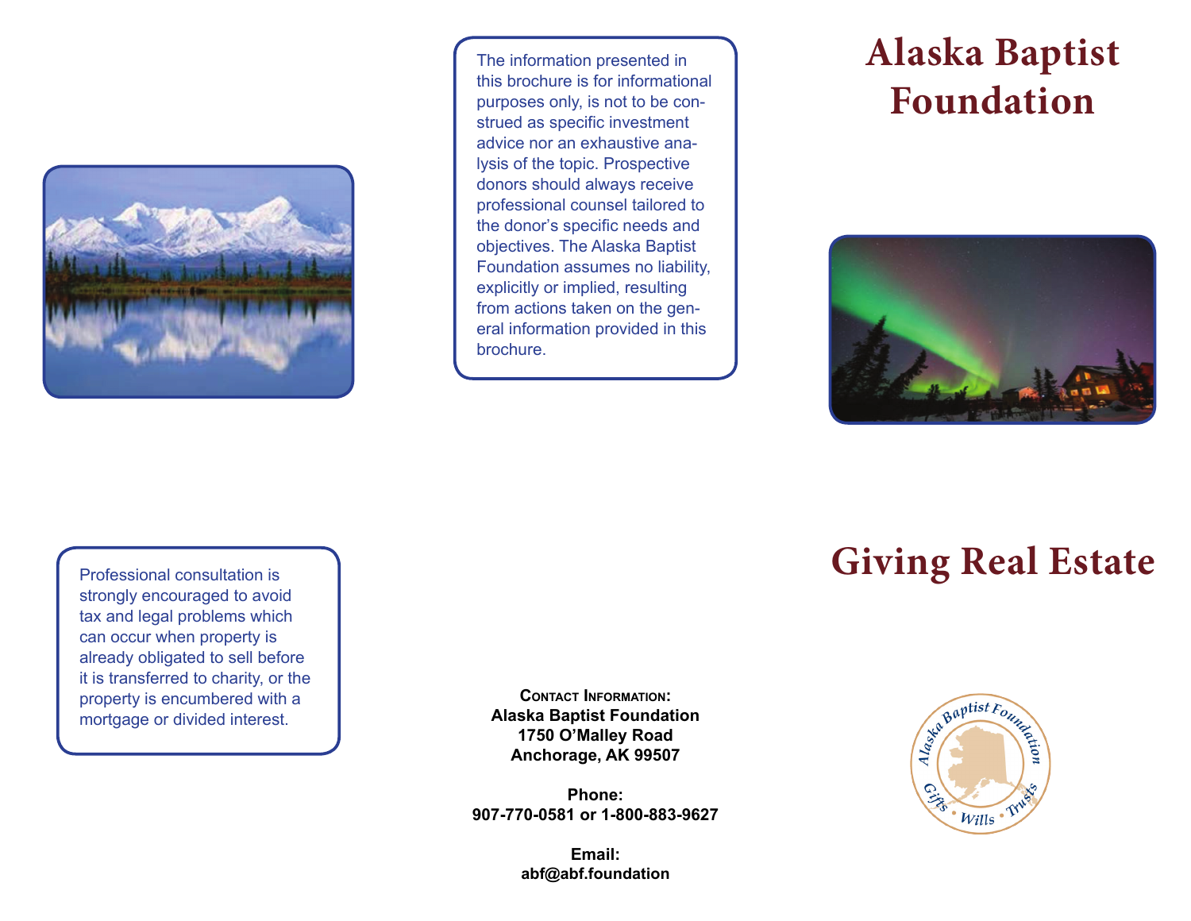The information presented in this brochure is for informational purposes only, is not to be construed as specific investment advice nor an exhaustive analysis of the topic. Prospective donors should always receive professional counsel tailored to the donor's specific needs and objectives. The Alaska Baptist Foundation assumes no liability, explicitly or implied, resulting from actions taken on the general information provided in this brochure.

Professional consultation is strongly encouraged to avoid tax and legal problems which can occur when property is already obligated to sell before it is transferred to charity, or the property is encumbered with a mortgage or divided interest.

**Contact Information:**
**Alaska Baptist Foundation**
**1750 O'Malley Road**
**Anchorage, AK 99507**

**Phone:**
**907-770-0581 or 1-800-883-9627**

**Email:**
**abf@abf.foundation**

# Alaska Baptist Foundation

# Giving Real Estate

Alaska Baptist Foundation
Gifts • Wills • Trusts